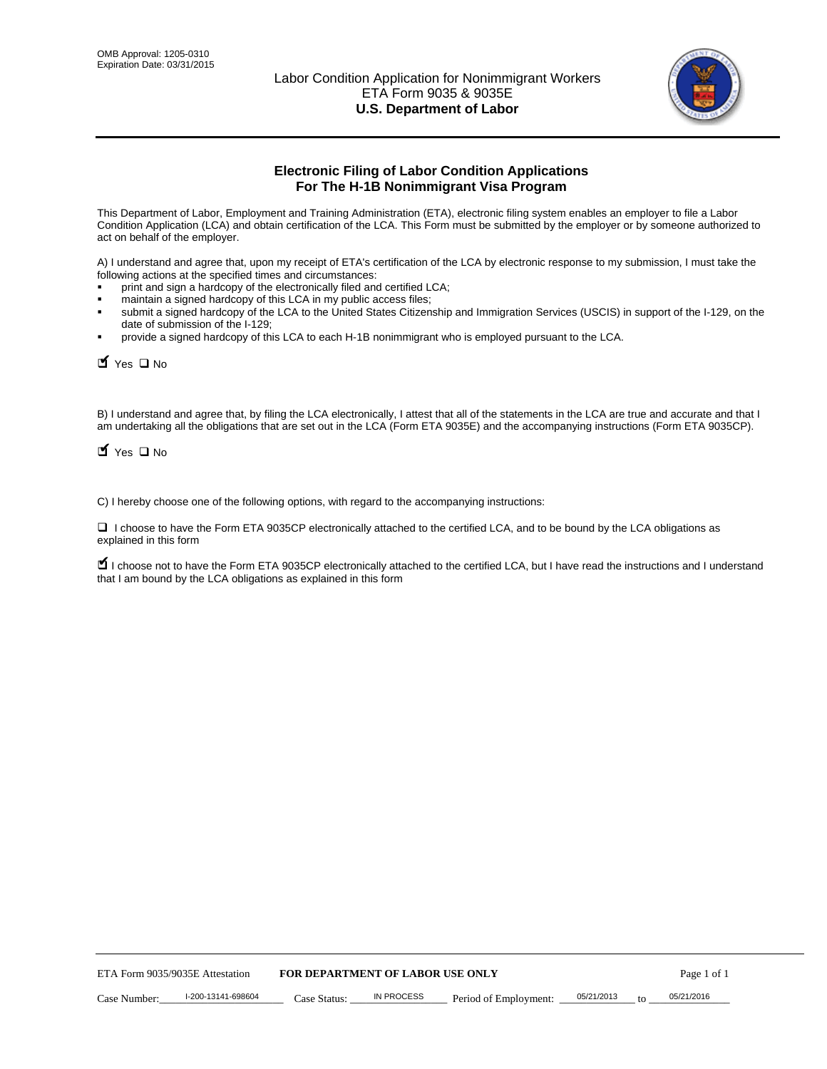OMB Approval: 1205-0310
Expiration Date: 03/31/2015

# Labor Condition Application for Nonimmigrant Workers
ETA Form 9035 & 9035E
**U.S. Department of Labor**

## Electronic Filing of Labor Condition Applications For The H-1B Nonimmigrant Visa Program

This Department of Labor, Employment and Training Administration (ETA), electronic filing system enables an employer to file a Labor Condition Application (LCA) and obtain certification of the LCA. This Form must be submitted by the employer or by someone authorized to act on behalf of the employer.

A) I understand and agree that, upon my receipt of ETA's certification of the LCA by electronic response to my submission, I must take the following actions at the specified times and circumstances:

- print and sign a hardcopy of the electronically filed and certified LCA;
- maintain a signed hardcopy of this LCA in my public access files;
- submit a signed hardcopy of the LCA to the United States Citizenship and Immigration Services (USCIS) in support of the I-129, on the date of submission of the I-129;
- provide a signed hardcopy of this LCA to each H-1B nonimmigrant who is employed pursuant to the LCA.

☑ Yes ☐ No

B) I understand and agree that, by filing the LCA electronically, I attest that all of the statements in the LCA are true and accurate and that I am undertaking all the obligations that are set out in the LCA (Form ETA 9035E) and the accompanying instructions (Form ETA 9035CP).

☑ Yes ☐ No

C) I hereby choose one of the following options, with regard to the accompanying instructions:

☐ I choose to have the Form ETA 9035CP electronically attached to the certified LCA, and to be bound by the LCA obligations as explained in this form

☑ I choose not to have the Form ETA 9035CP electronically attached to the certified LCA, but I have read the instructions and I understand that I am bound by the LCA obligations as explained in this form

ETA Form 9035/9035E Attestation **FOR DEPARTMENT OF LABOR USE ONLY**

Case Number: I-200-13141-698604 Case Status: IN PROCESS Period of Employment: 05/21/2013 to 05/21/2016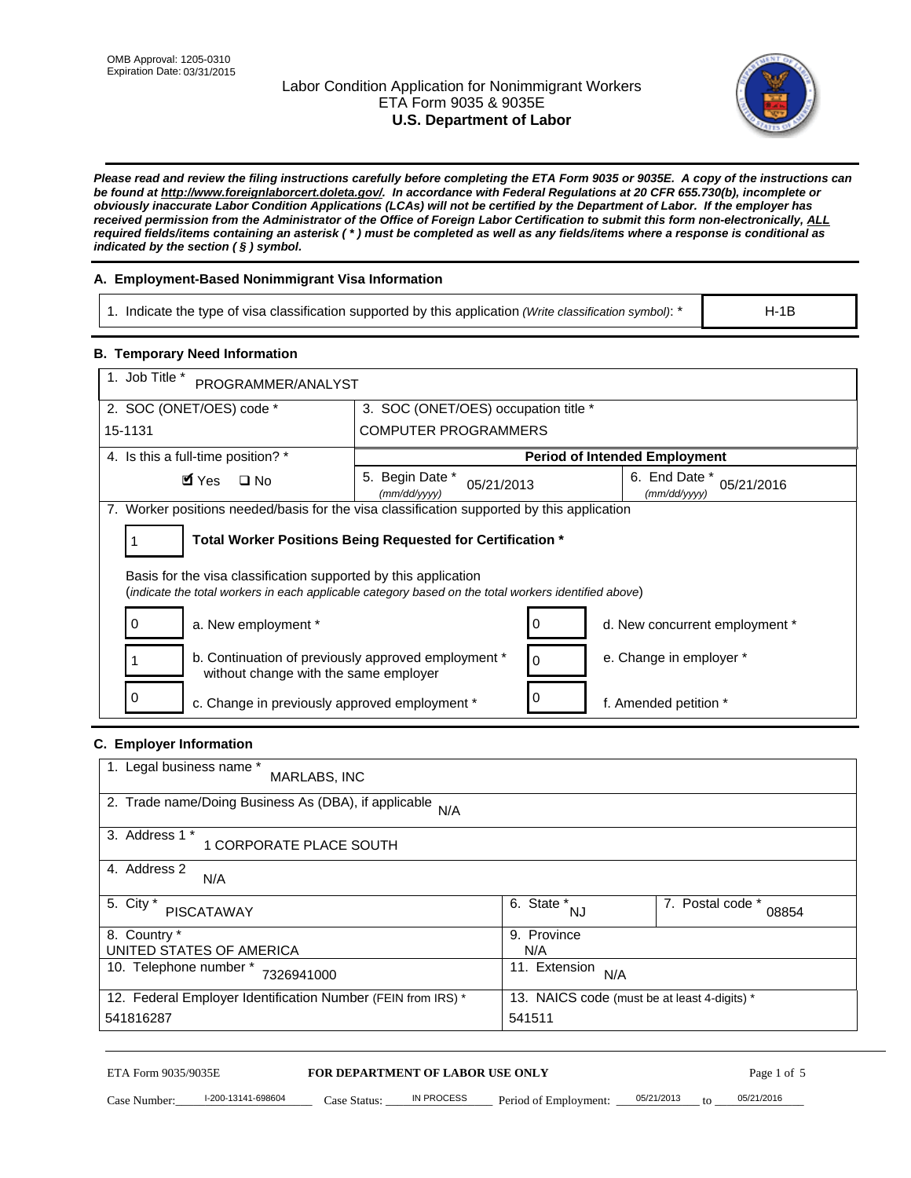OMB Approval: 1205-0310
Expiration Date: 03/31/2015

# Labor Condition Application for Nonimmigrant Workers
ETA Form 9035 & 9035E
**U.S. Department of Labor**

***Please read and review the filing instructions carefully before completing the ETA Form 9035 or 9035E. A copy of the instructions can be found at http://www.foreignlaborcert.doleta.gov/. In accordance with Federal Regulations at 20 CFR 655.730(b), incomplete or obviously inaccurate Labor Condition Applications (LCAs) will not be certified by the Department of Labor. If the employer has received permission from the Administrator of the Office of Foreign Labor Certification to submit this form non-electronically, ALL required fields/items containing an asterisk ( * ) must be completed as well as any fields/items where a response is conditional as indicated by the section ( § ) symbol.***

## A. Employment-Based Nonimmigrant Visa Information

| 1. Indicate the type of visa classification supported by this application *(Write classification symbol)*: * | H-1B |
|---|---|

## B. Temporary Need Information

| 1. Job Title * PROGRAMMER/ANALYST | | |
|---|---|---|
| 2. SOC (ONET/OES) code * 15-1131 | 3. SOC (ONET/OES) occupation title * COMPUTER PROGRAMMERS | |
| 4. Is this a full-time position? * | **Period of Intended Employment** | |
| ☑ Yes ☐ No | 5. Begin Date * *(mm/dd/yyyy)* 05/21/2013 | 6. End Date * *(mm/dd/yyyy)* 05/21/2016 |

7. Worker positions needed/basis for the visa classification supported by this application

1 **Total Worker Positions Being Requested for Certification ***

Basis for the visa classification supported by this application
(*indicate the total workers in each applicable category based on the total workers identified above*)

| | | | |
|---|---|---|---|
| 0 | a. New employment * | 0 | d. New concurrent employment * |
| 1 | b. Continuation of previously approved employment * without change with the same employer | 0 | e. Change in employer * |
| 0 | c. Change in previously approved employment * | 0 | f. Amended petition * |

## C. Employer Information

| 1. Legal business name * MARLABS, INC | | |
|---|---|---|
| 2. Trade name/Doing Business As (DBA), if applicable N/A | | |
| 3. Address 1 * 1 CORPORATE PLACE SOUTH | | |
| 4. Address 2 N/A | | |
| 5. City * PISCATAWAY | 6. State * NJ | 7. Postal code * 08854 |
| 8. Country * UNITED STATES OF AMERICA | 9. Province N/A | |
| 10. Telephone number * 7326941000 | 11. Extension N/A | |
| 12. Federal Employer Identification Number (FEIN from IRS) * 541816287 | 13. NAICS code (must be at least 4-digits) * 541511 | |

ETA Form 9035/9035E **FOR DEPARTMENT OF LABOR USE ONLY**

Case Number: I-200-13141-698604 Case Status: IN PROCESS Period of Employment: 05/21/2013 to 05/21/2016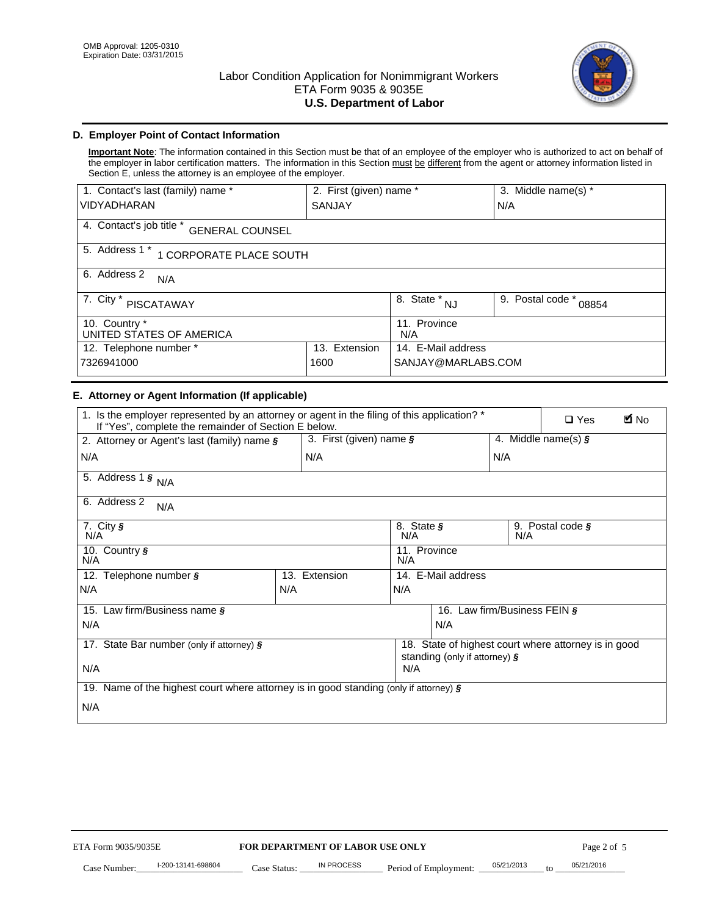OMB Approval: 1205-0310
Expiration Date: 03/31/2015

# Labor Condition Application for Nonimmigrant Workers
ETA Form 9035 & 9035E
**U.S. Department of Labor**

## D. Employer Point of Contact Information

**Important Note**: The information contained in this Section must be that of an employee of the employer who is authorized to act on behalf of the employer in labor certification matters. The information in this Section must be different from the attorney or agent information listed in Section E, unless the attorney is an employee of the employer.

| 1. Contact's last (family) name * | 2. First (given) name * | 3. Middle name(s) * |
|---|---|---|
| VIDYADHARAN | SANJAY | N/A |

4. Contact's job title * GENERAL COUNSEL

5. Address 1 * 1 CORPORATE PLACE SOUTH

6. Address 2 N/A

| 7. City * | 8. State * | 9. Postal code * |
|---|---|---|
| PISCATAWAY | NJ | 08854 |

| 10. Country * | 11. Province |
|---|---|
| UNITED STATES OF AMERICA | N/A |

| 12. Telephone number * | 13. Extension | 14. E-Mail address |
|---|---|---|
| 7326941000 | 1600 | SANJAY@MARLABS.COM |

## E. Attorney or Agent Information (If applicable)

1. Is the employer represented by an attorney or agent in the filing of this application? * If "Yes", complete the remainder of Section E below. ☐ Yes ☑ No

| 2. Attorney or Agent's last (family) name § | 3. First (given) name § | 4. Middle name(s) § |
|---|---|---|
| N/A | N/A | N/A |

5. Address 1 § N/A

6. Address 2 N/A

| 7. City § | 8. State § | 9. Postal code § |
|---|---|---|
| N/A | N/A | N/A |

| 10. Country § | 11. Province |
|---|---|
| N/A | N/A |

| 12. Telephone number § | 13. Extension | 14. E-Mail address |
|---|---|---|
| N/A | N/A | N/A |

| 15. Law firm/Business name § | 16. Law firm/Business FEIN § |
|---|---|
| N/A | N/A |

| 17. State Bar number (only if attorney) § | 18. State of highest court where attorney is in good standing (only if attorney) § |
|---|---|
| N/A | N/A |

19. Name of the highest court where attorney is in good standing (only if attorney) §

N/A

ETA Form 9035/9035E **FOR DEPARTMENT OF LABOR USE ONLY**

Case Number: I-200-13141-698604 Case Status: IN PROCESS Period of Employment: 05/21/2013 to 05/21/2016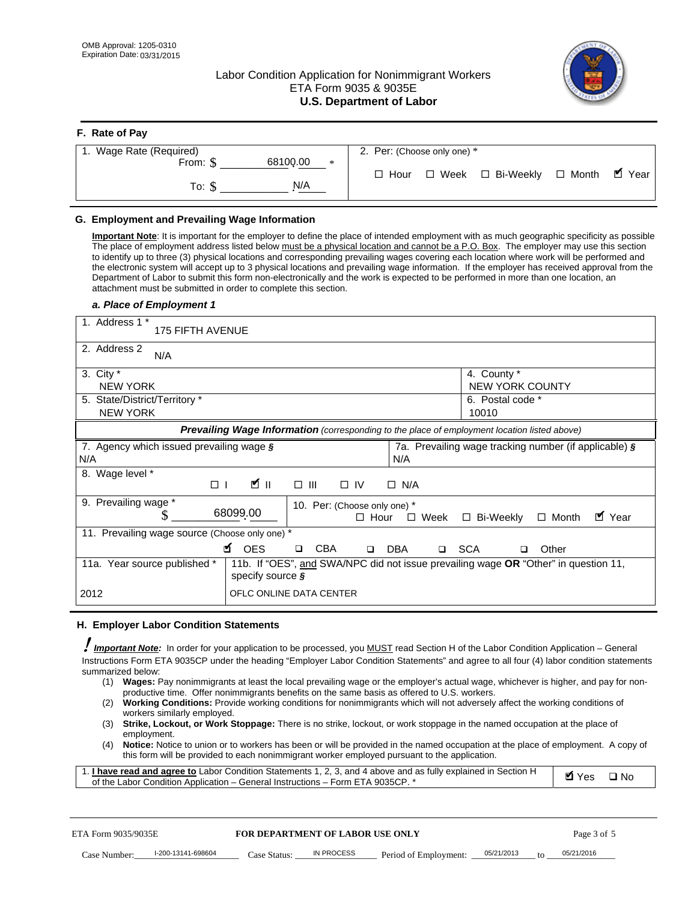OMB Approval: 1205-0310
Expiration Date: 03/31/2015

# Labor Condition Application for Nonimmigrant Workers
ETA Form 9035 & 9035E
**U.S. Department of Labor**

## F. Rate of Pay

| 1. Wage Rate (Required) | 2. Per: (Choose only one) * |
|---|---|
| From: $ 68100.00 * | ☐ Hour ☐ Week ☐ Bi-Weekly ☐ Month ☑ Year |
| To: $ N/A | |

## G. Employment and Prevailing Wage Information

**Important Note**: It is important for the employer to define the place of intended employment with as much geographic specificity as possible The place of employment address listed below must be a physical location and cannot be a P.O. Box. The employer may use this section to identify up to three (3) physical locations and corresponding prevailing wages covering each location where work will be performed and the electronic system will accept up to 3 physical locations and prevailing wage information. If the employer has received approval from the Department of Labor to submit this form non-electronically and the work is expected to be performed in more than one location, an attachment must be submitted in order to complete this section.

### *a. Place of Employment 1*

| 1. Address 1 * 175 FIFTH AVENUE | |
|---|---|
| 2. Address 2 N/A | |
| 3. City * NEW YORK | 4. County * NEW YORK COUNTY |
| 5. State/District/Territory * NEW YORK | 6. Postal code * 10010 |

***Prevailing Wage Information*** *(corresponding to the place of employment location listed above)*

| 7. Agency which issued prevailing wage § N/A | 7a. Prevailing wage tracking number (if applicable) § N/A |
|---|---|
| 8. Wage level * ☐ I ☑ II ☐ III ☐ IV ☐ N/A | |
| 9. Prevailing wage * $ 68099.00 | 10. Per: (Choose only one) * ☐ Hour ☐ Week ☐ Bi-Weekly ☐ Month ☑ Year |
| 11. Prevailing wage source (Choose only one) * ☑ OES ☐ CBA ☐ DBA ☐ SCA ☐ Other | |
| 11a. Year source published * 2012 | 11b. If "OES", and SWA/NPC did not issue prevailing wage OR "Other" in question 11, specify source § OFLC ONLINE DATA CENTER |

## H. Employer Labor Condition Statements

***Important Note:*** In order for your application to be processed, you MUST read Section H of the Labor Condition Application – General Instructions Form ETA 9035CP under the heading "Employer Labor Condition Statements" and agree to all four (4) labor condition statements summarized below:

(1) **Wages:** Pay nonimmigrants at least the local prevailing wage or the employer's actual wage, whichever is higher, and pay for non-productive time. Offer nonimmigrants benefits on the same basis as offered to U.S. workers.
(2) **Working Conditions:** Provide working conditions for nonimmigrants which will not adversely affect the working conditions of workers similarly employed.
(3) **Strike, Lockout, or Work Stoppage:** There is no strike, lockout, or work stoppage in the named occupation at the place of employment.
(4) **Notice:** Notice to union or to workers has been or will be provided in the named occupation at the place of employment. A copy of this form will be provided to each nonimmigrant worker employed pursuant to the application.

| 1. **I have read and agree to** Labor Condition Statements 1, 2, 3, and 4 above and as fully explained in Section H of the Labor Condition Application – General Instructions – Form ETA 9035CP. * | ☑ Yes ☐ No |
|---|---|

ETA Form 9035/9035E **FOR DEPARTMENT OF LABOR USE ONLY**

Case Number: I-200-13141-698604 Case Status: IN PROCESS Period of Employment: 05/21/2013 to 05/21/2016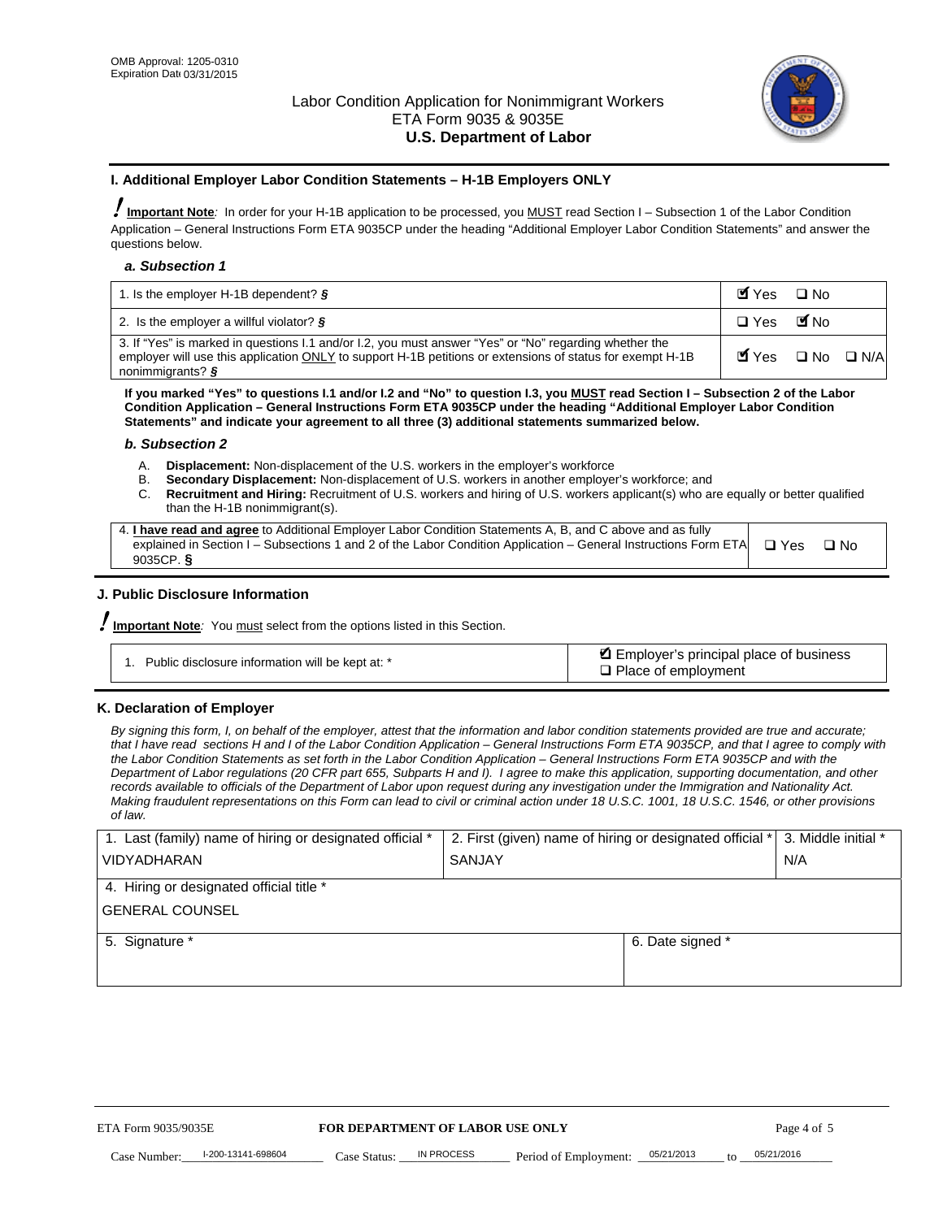OMB Approval: 1205-0310
Expiration Date 03/31/2015

Labor Condition Application for Nonimmigrant Workers
ETA Form 9035 & 9035E
**U.S. Department of Labor**

## I. Additional Employer Labor Condition Statements – H-1B Employers ONLY

**Important Note**: In order for your H-1B application to be processed, you MUST read Section I – Subsection 1 of the Labor Condition Application – General Instructions Form ETA 9035CP under the heading "Additional Employer Labor Condition Statements" and answer the questions below.

### *a. Subsection 1*

| | |
|---|---|
| 1. Is the employer H-1B dependent? *§* | ☑ Yes ☐ No |
| 2. Is the employer a willful violator? *§* | ☐ Yes ☑ No |
| 3. If "Yes" is marked in questions I.1 and/or I.2, you must answer "Yes" or "No" regarding whether the employer will use this application ONLY to support H-1B petitions or extensions of status for exempt H-1B nonimmigrants? *§* | ☑ Yes ☐ No ☐ N/A |

**If you marked "Yes" to questions I.1 and/or I.2 and "No" to question I.3, you MUST read Section I – Subsection 2 of the Labor Condition Application – General Instructions Form ETA 9035CP under the heading "Additional Employer Labor Condition Statements" and indicate your agreement to all three (3) additional statements summarized below.**

### *b. Subsection 2*

A. **Displacement:** Non-displacement of the U.S. workers in the employer's workforce
B. **Secondary Displacement:** Non-displacement of U.S. workers in another employer's workforce; and
C. **Recruitment and Hiring:** Recruitment of U.S. workers and hiring of U.S. workers applicant(s) who are equally or better qualified than the H-1B nonimmigrant(s).

| | |
|---|---|
| 4. **I have read and agree** to Additional Employer Labor Condition Statements A, B, and C above and as fully explained in Section I – Subsections 1 and 2 of the Labor Condition Application – General Instructions Form ETA 9035CP. **§** | ☐ Yes ☐ No |

## J. Public Disclosure Information

**Important Note**: You must select from the options listed in this Section.

| | |
|---|---|
| 1. Public disclosure information will be kept at: * | ☑ Employer's principal place of business<br>☐ Place of employment |

## K. Declaration of Employer

*By signing this form, I, on behalf of the employer, attest that the information and labor condition statements provided are true and accurate; that I have read sections H and I of the Labor Condition Application – General Instructions Form ETA 9035CP, and that I agree to comply with the Labor Condition Statements as set forth in the Labor Condition Application – General Instructions Form ETA 9035CP and with the Department of Labor regulations (20 CFR part 655, Subparts H and I). I agree to make this application, supporting documentation, and other records available to officials of the Department of Labor upon request during any investigation under the Immigration and Nationality Act. Making fraudulent representations on this Form can lead to civil or criminal action under 18 U.S.C. 1001, 18 U.S.C. 1546, or other provisions of law.*

| 1. Last (family) name of hiring or designated official * | 2. First (given) name of hiring or designated official * | 3. Middle initial * |
|---|---|---|
| VIDYADHARAN | SANJAY | N/A |
| 4. Hiring or designated official title * | | |
| GENERAL COUNSEL | | |
| 5. Signature * | 6. Date signed * | |
| | | |

ETA Form 9035/9035E — **FOR DEPARTMENT OF LABOR USE ONLY**

Case Number: I-200-13141-698604 Case Status: IN PROCESS Period of Employment: 05/21/2013 to 05/21/2016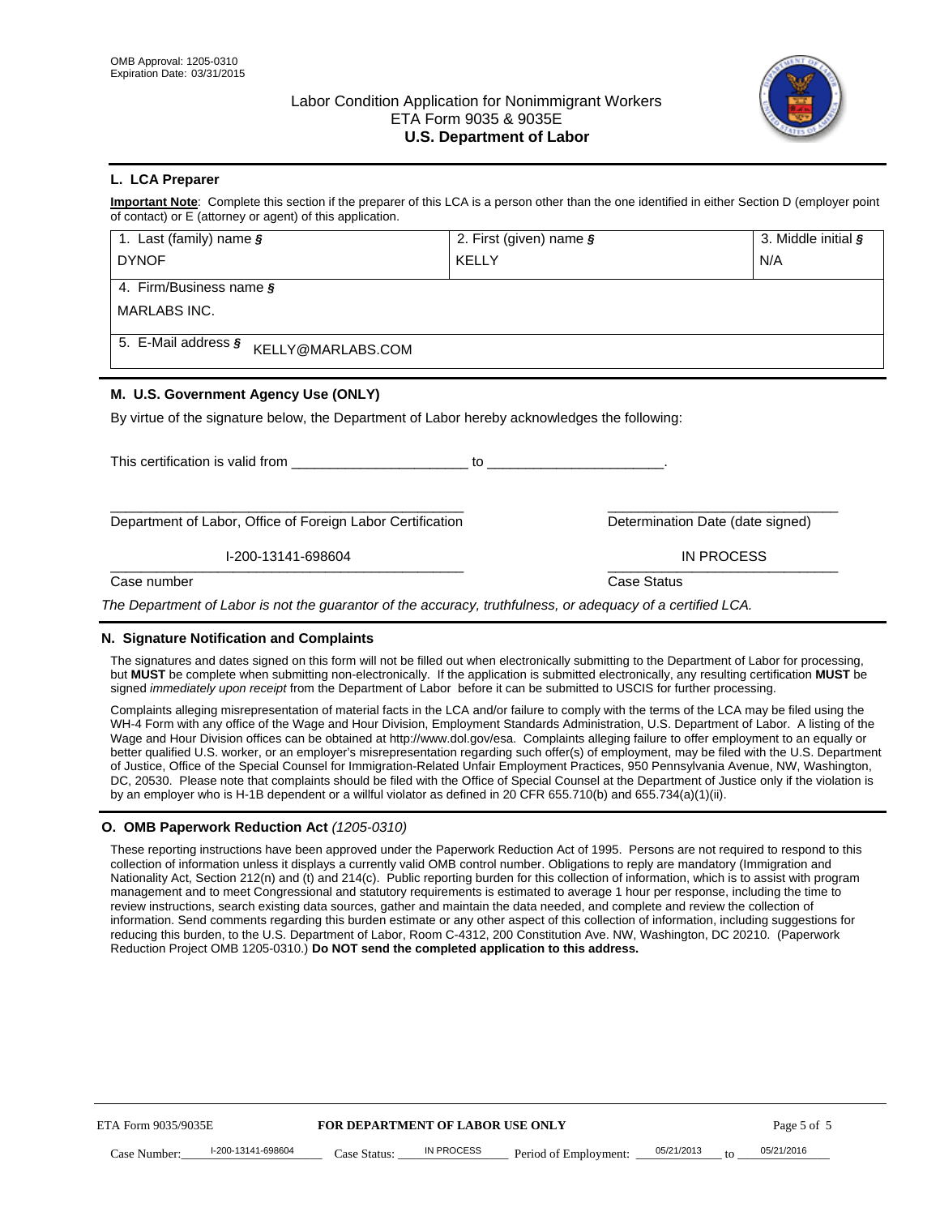OMB Approval: 1205-0310
Expiration Date: 03/31/2015

# Labor Condition Application for Nonimmigrant Workers
## ETA Form 9035 & 9035E
## U.S. Department of Labor

### L. LCA Preparer

**Important Note**: Complete this section if the preparer of this LCA is a person other than the one identified in either Section D (employer point of contact) or E (attorney or agent) of this application.

| 1. Last (family) name § | 2. First (given) name § | 3. Middle initial § |
|---|---|---|
| DYNOF | KELLY | N/A |
| 4. Firm/Business name § | | |
| MARLABS INC. | | |
| 5. E-Mail address § KELLY@MARLABS.COM | | |

### M. U.S. Government Agency Use (ONLY)

By virtue of the signature below, the Department of Labor hereby acknowledges the following:

This certification is valid from ______________________ to ______________________.

Department of Labor, Office of Foreign Labor Certification

Determination Date (date signed)

I-200-13141-698604

Case number

IN PROCESS

Case Status

*The Department of Labor is not the guarantor of the accuracy, truthfulness, or adequacy of a certified LCA.*

### N. Signature Notification and Complaints

The signatures and dates signed on this form will not be filled out when electronically submitting to the Department of Labor for processing, but **MUST** be complete when submitting non-electronically. If the application is submitted electronically, any resulting certification **MUST** be signed *immediately upon receipt* from the Department of Labor before it can be submitted to USCIS for further processing.

Complaints alleging misrepresentation of material facts in the LCA and/or failure to comply with the terms of the LCA may be filed using the WH-4 Form with any office of the Wage and Hour Division, Employment Standards Administration, U.S. Department of Labor. A listing of the Wage and Hour Division offices can be obtained at http://www.dol.gov/esa. Complaints alleging failure to offer employment to an equally or better qualified U.S. worker, or an employer's misrepresentation regarding such offer(s) of employment, may be filed with the U.S. Department of Justice, Office of the Special Counsel for Immigration-Related Unfair Employment Practices, 950 Pennsylvania Avenue, NW, Washington, DC, 20530. Please note that complaints should be filed with the Office of Special Counsel at the Department of Justice only if the violation is by an employer who is H-1B dependent or a willful violator as defined in 20 CFR 655.710(b) and 655.734(a)(1)(ii).

### O. OMB Paperwork Reduction Act *(1205-0310)*

These reporting instructions have been approved under the Paperwork Reduction Act of 1995. Persons are not required to respond to this collection of information unless it displays a currently valid OMB control number. Obligations to reply are mandatory (Immigration and Nationality Act, Section 212(n) and (t) and 214(c). Public reporting burden for this collection of information, which is to assist with program management and to meet Congressional and statutory requirements is estimated to average 1 hour per response, including the time to review instructions, search existing data sources, gather and maintain the data needed, and complete and review the collection of information. Send comments regarding this burden estimate or any other aspect of this collection of information, including suggestions for reducing this burden, to the U.S. Department of Labor, Room C-4312, 200 Constitution Ave. NW, Washington, DC 20210. (Paperwork Reduction Project OMB 1205-0310.) **Do NOT send the completed application to this address.**

ETA Form 9035/9035E — **FOR DEPARTMENT OF LABOR USE ONLY**

Case Number: I-200-13141-698604 Case Status: IN PROCESS Period of Employment: 05/21/2013 to 05/21/2016